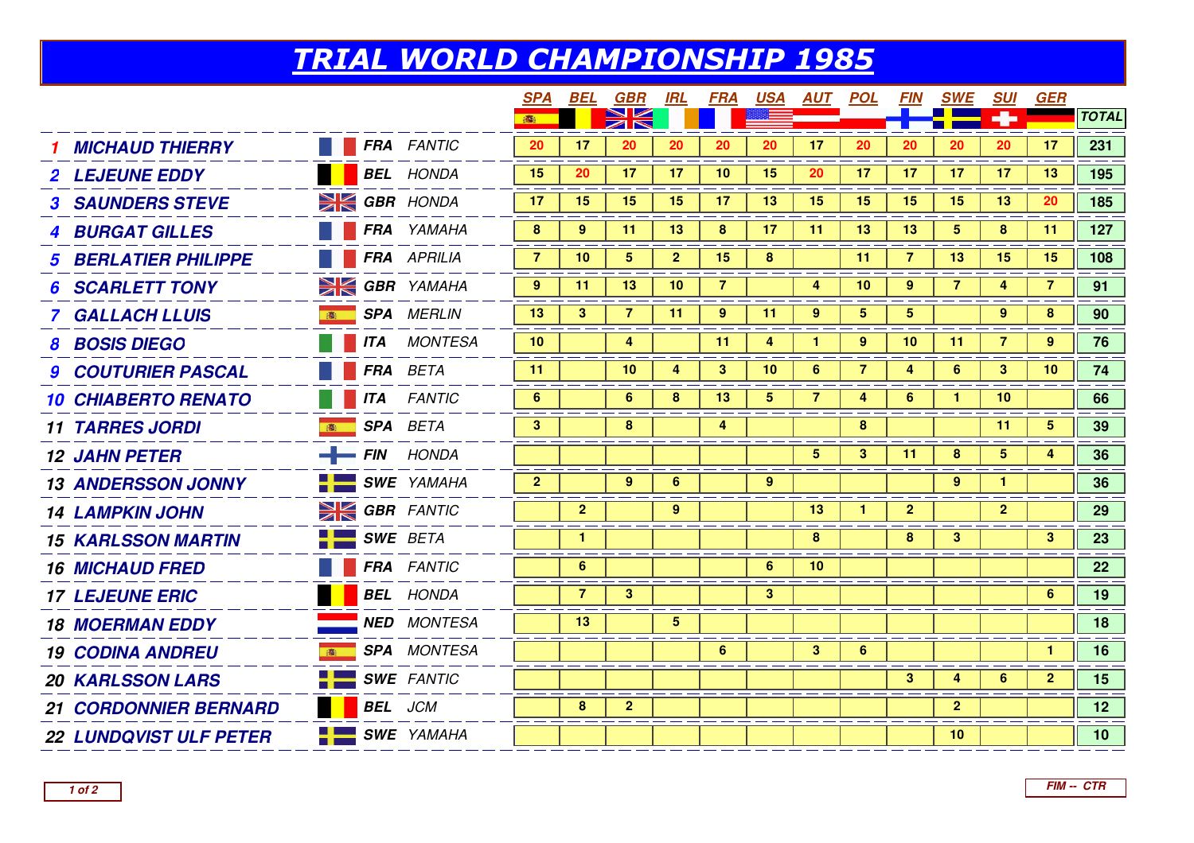# TRIAL WORLD CHAMPIONSHIP 1985

| | Rider | Nat. | Make | SPA | BEL | GBR | IRL | FRA | USA | AUT | POL | FIN | SWE | SUI | GER | TOTAL |
|---|---|---|---|---|---|---|---|---|---|---|---|---|---|---|---|---|
| 1 | MICHAUD THIERRY | FRA | FANTIC | 20 | 17 | 20 | 20 | 20 | 20 | 17 | 20 | 20 | 20 | 20 | 17 | 231 |
| 2 | LEJEUNE EDDY | BEL | HONDA | 15 | 20 | 17 | 17 | 10 | 15 | 20 | 17 | 17 | 17 | 17 | 13 | 195 |
| 3 | SAUNDERS STEVE | GBR | HONDA | 17 | 15 | 15 | 15 | 17 | 13 | 15 | 15 | 15 | 15 | 13 | 20 | 185 |
| 4 | BURGAT GILLES | FRA | YAMAHA | 8 | 9 | 11 | 13 | 8 | 17 | 11 | 13 | 13 | 5 | 8 | 11 | 127 |
| 5 | BERLATIER PHILIPPE | FRA | APRILIA | 7 | 10 | 5 | 2 | 15 | 8 | | 11 | 7 | 13 | 15 | 15 | 108 |
| 6 | SCARLETT TONY | GBR | YAMAHA | 9 | 11 | 13 | 10 | 7 | | 4 | 10 | 9 | 7 | 4 | 7 | 91 |
| 7 | GALLACH LLUIS | SPA | MERLIN | 13 | 3 | 7 | 11 | 9 | 11 | 9 | 5 | 5 | | 9 | 8 | 90 |
| 8 | BOSIS DIEGO | ITA | MONTESA | 10 | | 4 | | 11 | 4 | 1 | 9 | 10 | 11 | 7 | 9 | 76 |
| 9 | COUTURIER PASCAL | FRA | BETA | 11 | | 10 | 4 | 3 | 10 | 6 | 7 | 4 | 6 | 3 | 10 | 74 |
| 10 | CHIABERTO RENATO | ITA | FANTIC | 6 | | 6 | 8 | 13 | 5 | 7 | 4 | 6 | 1 | 10 | | 66 |
| 11 | TARRES JORDI | SPA | BETA | 3 | | 8 | | 4 | | | 8 | | | 11 | 5 | 39 |
| 12 | JAHN PETER | FIN | HONDA | | | | | | | 5 | 3 | 11 | 8 | 5 | 4 | 36 |
| 13 | ANDERSSON JONNY | SWE | YAMAHA | 2 | | 9 | 6 | | 9 | | | | 9 | 1 | | 36 |
| 14 | LAMPKIN JOHN | GBR | FANTIC | | 2 | | 9 | | | 13 | 1 | 2 | | 2 | | 29 |
| 15 | KARLSSON MARTIN | SWE | BETA | | 1 | | | | | 8 | | 8 | 3 | | 3 | 23 |
| 16 | MICHAUD FRED | FRA | FANTIC | | 6 | | | | 6 | 10 | | | | | | 22 |
| 17 | LEJEUNE ERIC | BEL | HONDA | | 7 | 3 | | | 3 | | | | | | 6 | 19 |
| 18 | MOERMAN EDDY | NED | MONTESA | | 13 | | 5 | | | | | | | | | 18 |
| 19 | CODINA ANDREU | SPA | MONTESA | | | | | 6 | | 3 | 6 | | | | 1 | 16 |
| 20 | KARLSSON LARS | SWE | FANTIC | | | | | | | | | 3 | 4 | 6 | 2 | 15 |
| 21 | CORDONNIER BERNARD | BEL | JCM | | 8 | 2 | | | | | | | 2 | | | 12 |
| 22 | LUNDQVIST ULF PETER | SWE | YAMAHA | | | | | | | | | | 10 | | | 10 |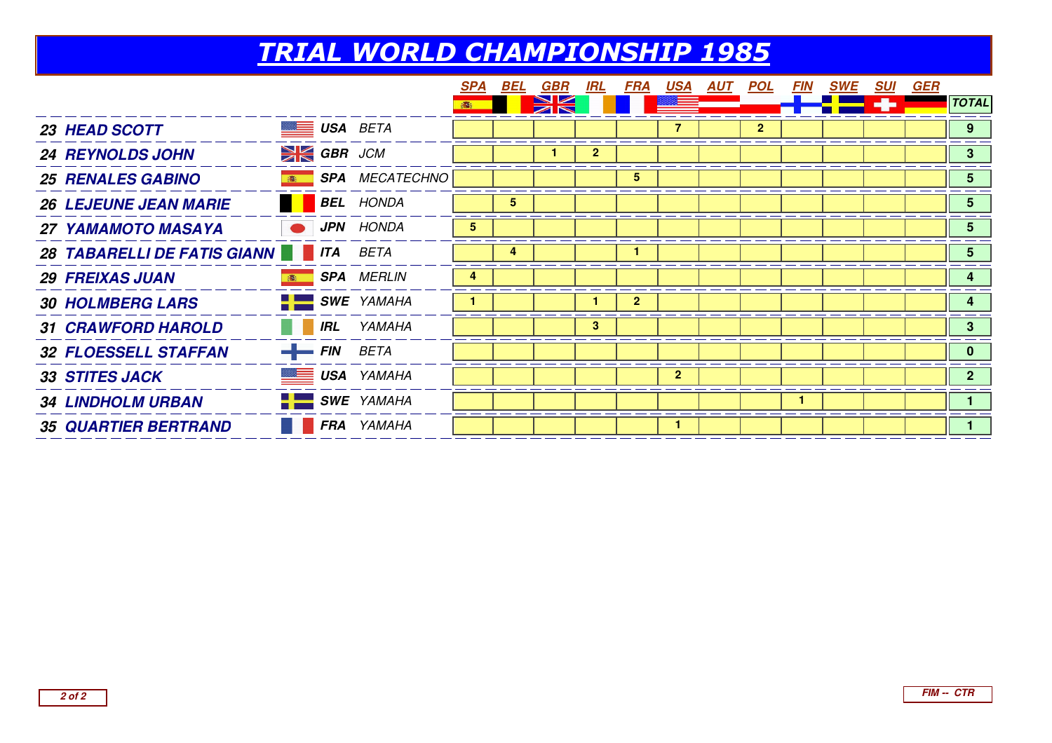# TRIAL WORLD CHAMPIONSHIP 1985

| | | | | SPA | BEL | GBR | IRL | FRA | USA | AUT | POL | FIN | SWE | SUI | GER | TOTAL |
|---|---|---|---|---|---|---|---|---|---|---|---|---|---|---|---|---|
| 23 | HEAD SCOTT | USA | BETA | | | | | | 7 | | 2 | | | | | 9 |
| 24 | REYNOLDS JOHN | GBR | JCM | | | 1 | 2 | | | | | | | | | 3 |
| 25 | RENALES GABINO | SPA | MECATECHNO | | | | | 5 | | | | | | | | 5 |
| 26 | LEJEUNE JEAN MARIE | BEL | HONDA | | 5 | | | | | | | | | | | 5 |
| 27 | YAMAMOTO MASAYA | JPN | HONDA | 5 | | | | | | | | | | | | 5 |
| 28 | TABARELLI DE FATIS GIANN | ITA | BETA | | 4 | | | 1 | | | | | | | | 5 |
| 29 | FREIXAS JUAN | SPA | MERLIN | 4 | | | | | | | | | | | | 4 |
| 30 | HOLMBERG LARS | SWE | YAMAHA | 1 | | | 1 | 2 | | | | | | | | 4 |
| 31 | CRAWFORD HAROLD | IRL | YAMAHA | | | | 3 | | | | | | | | | 3 |
| 32 | FLOESSELL STAFFAN | FIN | BETA | | | | | | | | | | | | | 0 |
| 33 | STITES JACK | USA | YAMAHA | | | | | | 2 | | | | | | | 2 |
| 34 | LINDHOLM URBAN | SWE | YAMAHA | | | | | | | | | 1 | | | | 1 |
| 35 | QUARTIER BERTRAND | FRA | YAMAHA | | | | | | 1 | | | | | | | 1 |